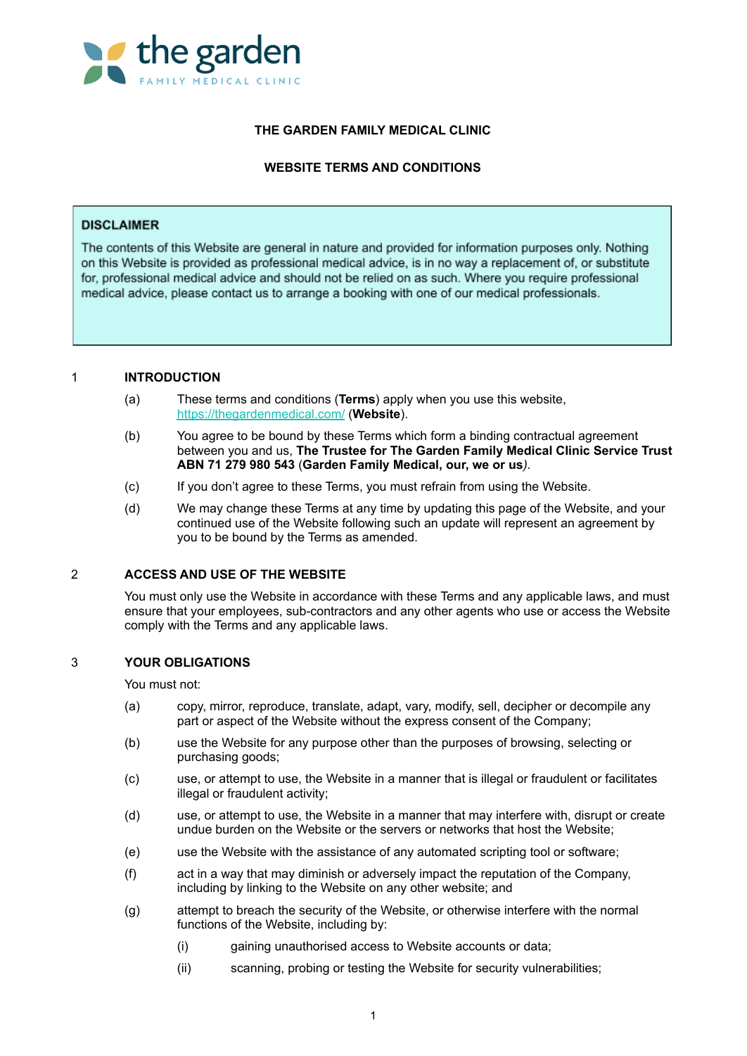the garden
FAMILY MEDICAL CLINIC

# THE GARDEN FAMILY MEDICAL CLINIC

## WEBSITE TERMS AND CONDITIONS

**DISCLAIMER**

The contents of this Website are general in nature and provided for information purposes only. Nothing on this Website is provided as professional medical advice, is in no way a replacement of, or substitute for, professional medical advice and should not be relied on as such. Where you require professional medical advice, please contact us to arrange a booking with one of our medical professionals.

## 1 INTRODUCTION

(a) These terms and conditions (**Terms**) apply when you use this website, https://thegardenmedical.com/ (**Website**).

(b) You agree to be bound by these Terms which form a binding contractual agreement between you and us, **The Trustee for The Garden Family Medical Clinic Service Trust ABN 71 279 980 543** (**Garden Family Medical, our, we or us**).

(c) If you don't agree to these Terms, you must refrain from using the Website.

(d) We may change these Terms at any time by updating this page of the Website, and your continued use of the Website following such an update will represent an agreement by you to be bound by the Terms as amended.

## 2 ACCESS AND USE OF THE WEBSITE

You must only use the Website in accordance with these Terms and any applicable laws, and must ensure that your employees, sub-contractors and any other agents who use or access the Website comply with the Terms and any applicable laws.

## 3 YOUR OBLIGATIONS

You must not:

(a) copy, mirror, reproduce, translate, adapt, vary, modify, sell, decipher or decompile any part or aspect of the Website without the express consent of the Company;

(b) use the Website for any purpose other than the purposes of browsing, selecting or purchasing goods;

(c) use, or attempt to use, the Website in a manner that is illegal or fraudulent or facilitates illegal or fraudulent activity;

(d) use, or attempt to use, the Website in a manner that may interfere with, disrupt or create undue burden on the Website or the servers or networks that host the Website;

(e) use the Website with the assistance of any automated scripting tool or software;

(f) act in a way that may diminish or adversely impact the reputation of the Company, including by linking to the Website on any other website; and

(g) attempt to breach the security of the Website, or otherwise interfere with the normal functions of the Website, including by:

  (i) gaining unauthorised access to Website accounts or data;

  (ii) scanning, probing or testing the Website for security vulnerabilities;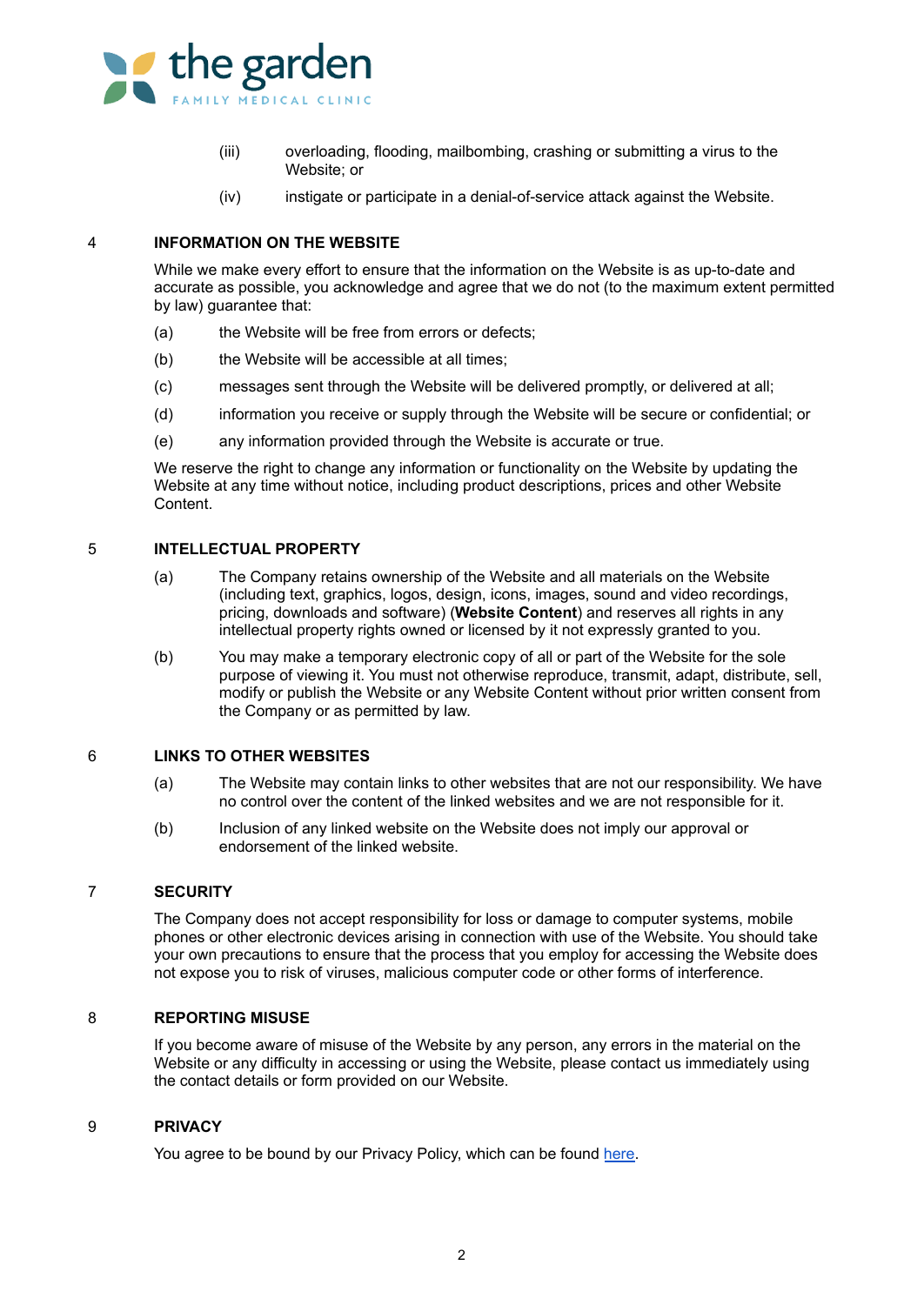(iii) overloading, flooding, mailbombing, crashing or submitting a virus to the Website; or

(iv) instigate or participate in a denial-of-service attack against the Website.

## 4 INFORMATION ON THE WEBSITE

While we make every effort to ensure that the information on the Website is as up-to-date and accurate as possible, you acknowledge and agree that we do not (to the maximum extent permitted by law) guarantee that:

(a) the Website will be free from errors or defects;

(b) the Website will be accessible at all times;

(c) messages sent through the Website will be delivered promptly, or delivered at all;

(d) information you receive or supply through the Website will be secure or confidential; or

(e) any information provided through the Website is accurate or true.

We reserve the right to change any information or functionality on the Website by updating the Website at any time without notice, including product descriptions, prices and other Website Content.

## 5 INTELLECTUAL PROPERTY

(a) The Company retains ownership of the Website and all materials on the Website (including text, graphics, logos, design, icons, images, sound and video recordings, pricing, downloads and software) (**Website Content**) and reserves all rights in any intellectual property rights owned or licensed by it not expressly granted to you.

(b) You may make a temporary electronic copy of all or part of the Website for the sole purpose of viewing it. You must not otherwise reproduce, transmit, adapt, distribute, sell, modify or publish the Website or any Website Content without prior written consent from the Company or as permitted by law.

## 6 LINKS TO OTHER WEBSITES

(a) The Website may contain links to other websites that are not our responsibility. We have no control over the content of the linked websites and we are not responsible for it.

(b) Inclusion of any linked website on the Website does not imply our approval or endorsement of the linked website.

## 7 SECURITY

The Company does not accept responsibility for loss or damage to computer systems, mobile phones or other electronic devices arising in connection with use of the Website. You should take your own precautions to ensure that the process that you employ for accessing the Website does not expose you to risk of viruses, malicious computer code or other forms of interference.

## 8 REPORTING MISUSE

If you become aware of misuse of the Website by any person, any errors in the material on the Website or any difficulty in accessing or using the Website, please contact us immediately using the contact details or form provided on our Website.

## 9 PRIVACY

You agree to be bound by our Privacy Policy, which can be found here.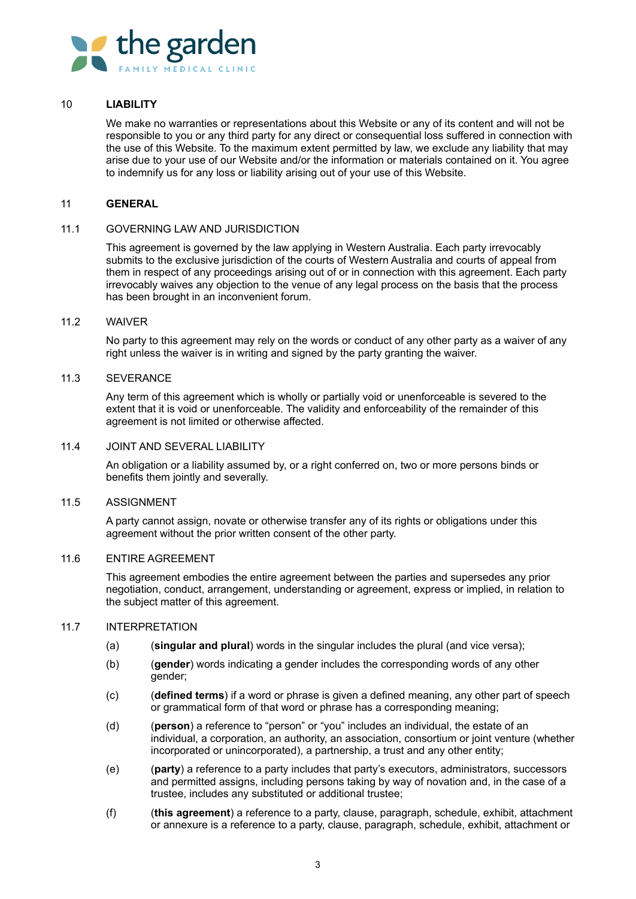## 10 LIABILITY

We make no warranties or representations about this Website or any of its content and will not be responsible to you or any third party for any direct or consequential loss suffered in connection with the use of this Website. To the maximum extent permitted by law, we exclude any liability that may arise due to your use of our Website and/or the information or materials contained on it. You agree to indemnify us for any loss or liability arising out of your use of this Website.

## 11 GENERAL

### 11.1 GOVERNING LAW AND JURISDICTION

This agreement is governed by the law applying in Western Australia. Each party irrevocably submits to the exclusive jurisdiction of the courts of Western Australia and courts of appeal from them in respect of any proceedings arising out of or in connection with this agreement. Each party irrevocably waives any objection to the venue of any legal process on the basis that the process has been brought in an inconvenient forum.

### 11.2 WAIVER

No party to this agreement may rely on the words or conduct of any other party as a waiver of any right unless the waiver is in writing and signed by the party granting the waiver.

### 11.3 SEVERANCE

Any term of this agreement which is wholly or partially void or unenforceable is severed to the extent that it is void or unenforceable. The validity and enforceability of the remainder of this agreement is not limited or otherwise affected.

### 11.4 JOINT AND SEVERAL LIABILITY

An obligation or a liability assumed by, or a right conferred on, two or more persons binds or benefits them jointly and severally.

### 11.5 ASSIGNMENT

A party cannot assign, novate or otherwise transfer any of its rights or obligations under this agreement without the prior written consent of the other party.

### 11.6 ENTIRE AGREEMENT

This agreement embodies the entire agreement between the parties and supersedes any prior negotiation, conduct, arrangement, understanding or agreement, express or implied, in relation to the subject matter of this agreement.

### 11.7 INTERPRETATION

(a) (**singular and plural**) words in the singular includes the plural (and vice versa);

(b) (**gender**) words indicating a gender includes the corresponding words of any other gender;

(c) (**defined terms**) if a word or phrase is given a defined meaning, any other part of speech or grammatical form of that word or phrase has a corresponding meaning;

(d) (**person**) a reference to "person" or "you" includes an individual, the estate of an individual, a corporation, an authority, an association, consortium or joint venture (whether incorporated or unincorporated), a partnership, a trust and any other entity;

(e) (**party**) a reference to a party includes that party's executors, administrators, successors and permitted assigns, including persons taking by way of novation and, in the case of a trustee, includes any substituted or additional trustee;

(f) (**this agreement**) a reference to a party, clause, paragraph, schedule, exhibit, attachment or annexure is a reference to a party, clause, paragraph, schedule, exhibit, attachment or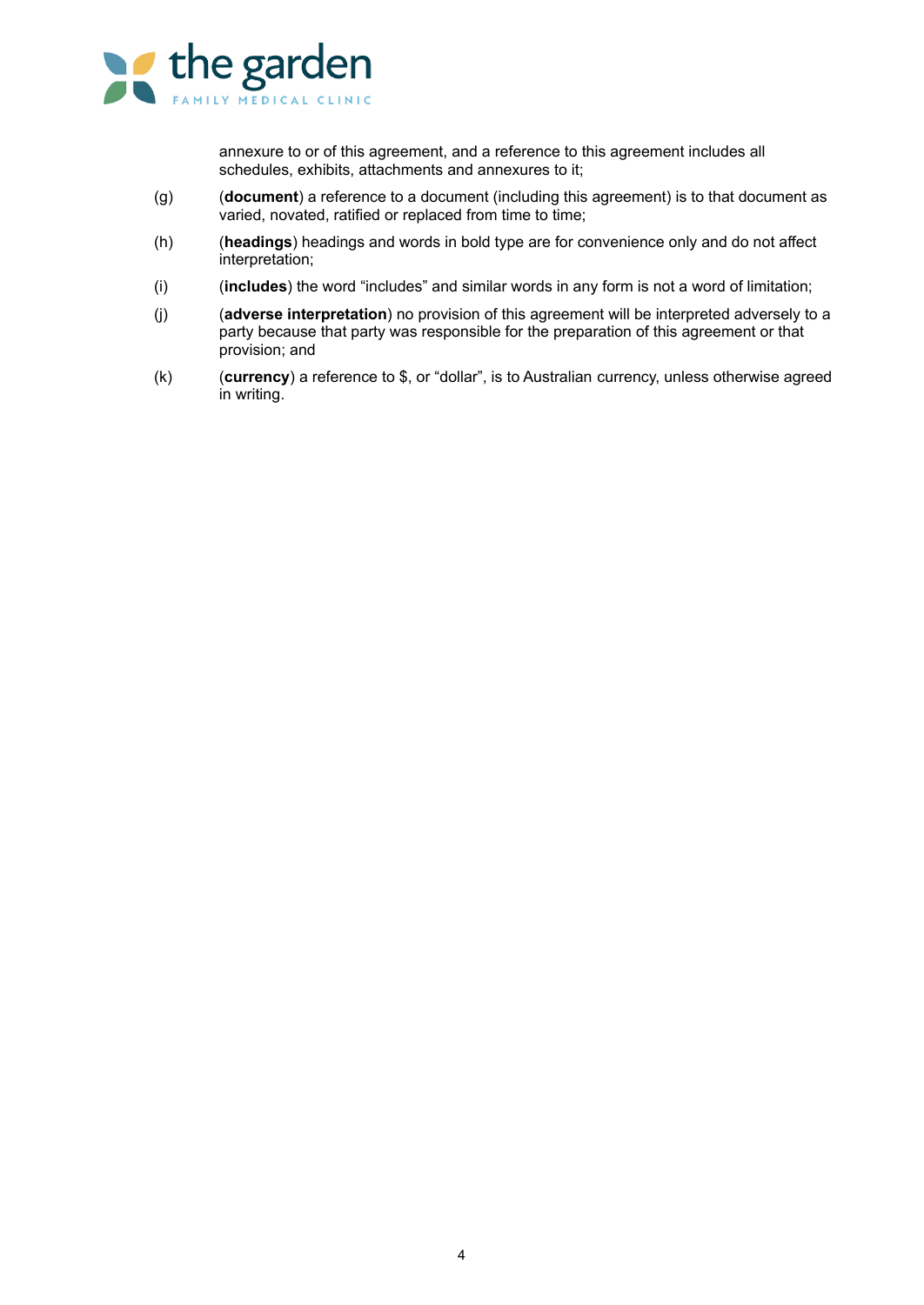annexure to or of this agreement, and a reference to this agreement includes all schedules, exhibits, attachments and annexures to it;

(g) (**document**) a reference to a document (including this agreement) is to that document as varied, novated, ratified or replaced from time to time;

(h) (**headings**) headings and words in bold type are for convenience only and do not affect interpretation;

(i) (**includes**) the word "includes" and similar words in any form is not a word of limitation;

(j) (**adverse interpretation**) no provision of this agreement will be interpreted adversely to a party because that party was responsible for the preparation of this agreement or that provision; and

(k) (**currency**) a reference to $, or "dollar", is to Australian currency, unless otherwise agreed in writing.